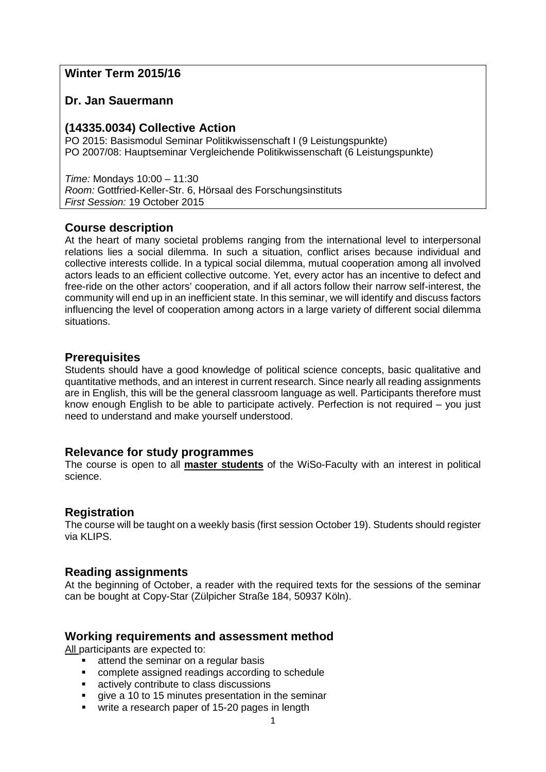**Winter Term 2015/16**

**Dr. Jan Sauermann**

## (14335.0034) Collective Action

PO 2015: Basismodul Seminar Politikwissenschaft I (9 Leistungspunkte)
PO 2007/08: Hauptseminar Vergleichende Politikwissenschaft (6 Leistungspunkte)

*Time:* Mondays 10:00 – 11:30
*Room:* Gottfried-Keller-Str. 6, Hörsaal des Forschungsinstituts
*First Session:* 19 October 2015

## Course description

At the heart of many societal problems ranging from the international level to interpersonal relations lies a social dilemma. In such a situation, conflict arises because individual and collective interests collide. In a typical social dilemma, mutual cooperation among all involved actors leads to an efficient collective outcome. Yet, every actor has an incentive to defect and free-ride on the other actors' cooperation, and if all actors follow their narrow self-interest, the community will end up in an inefficient state. In this seminar, we will identify and discuss factors influencing the level of cooperation among actors in a large variety of different social dilemma situations.

## Prerequisites

Students should have a good knowledge of political science concepts, basic qualitative and quantitative methods, and an interest in current research. Since nearly all reading assignments are in English, this will be the general classroom language as well. Participants therefore must know enough English to be able to participate actively. Perfection is not required – you just need to understand and make yourself understood.

## Relevance for study programmes

The course is open to all **master students** of the WiSo-Faculty with an interest in political science.

## Registration

The course will be taught on a weekly basis (first session October 19). Students should register via KLIPS.

## Reading assignments

At the beginning of October, a reader with the required texts for the sessions of the seminar can be bought at Copy-Star (Zülpicher Straße 184, 50937 Köln).

## Working requirements and assessment method

All participants are expected to:

- attend the seminar on a regular basis
- complete assigned readings according to schedule
- actively contribute to class discussions
- give a 10 to 15 minutes presentation in the seminar
- write a research paper of 15-20 pages in length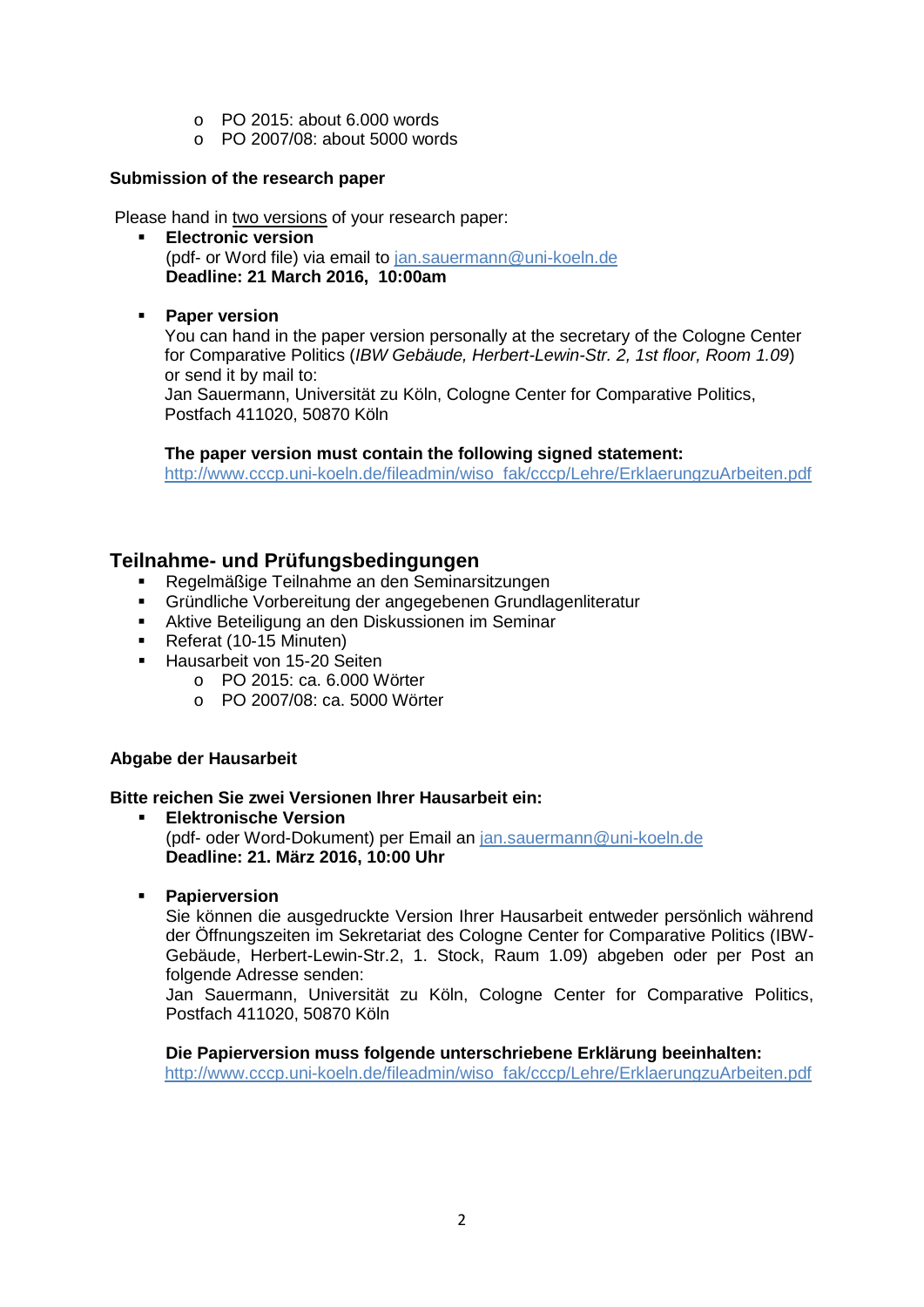- PO 2015: about 6.000 words
   - PO 2007/08: about 5000 words

**Submission of the research paper**

Please hand in <u>two versions</u> of your research paper:

- **Electronic version**
  (pdf- or Word file) via email to jan.sauermann@uni-koeln.de
  **Deadline: 21 March 2016, 10:00am**

- **Paper version**
  You can hand in the paper version personally at the secretary of the Cologne Center for Comparative Politics (*IBW Gebäude, Herbert-Lewin-Str. 2, 1st floor, Room 1.09*) or send it by mail to:
  Jan Sauermann, Universität zu Köln, Cologne Center for Comparative Politics, Postfach 411020, 50870 Köln

  **The paper version must contain the following signed statement:**
  http://www.cccp.uni-koeln.de/fileadmin/wiso_fak/cccp/Lehre/ErklaerungzuArbeiten.pdf

## Teilnahme- und Prüfungsbedingungen

- Regelmäßige Teilnahme an den Seminarsitzungen
- Gründliche Vorbereitung der angegebenen Grundlagenliteratur
- Aktive Beteiligung an den Diskussionen im Seminar
- Referat (10-15 Minuten)
- Hausarbeit von 15-20 Seiten
  - PO 2015: ca. 6.000 Wörter
  - PO 2007/08: ca. 5000 Wörter

**Abgabe der Hausarbeit**

**Bitte reichen Sie zwei Versionen Ihrer Hausarbeit ein:**

- **Elektronische Version**
  (pdf- oder Word-Dokument) per Email an jan.sauermann@uni-koeln.de
  **Deadline: 21. März 2016, 10:00 Uhr**

- **Papierversion**
  Sie können die ausgedruckte Version Ihrer Hausarbeit entweder persönlich während der Öffnungszeiten im Sekretariat des Cologne Center for Comparative Politics (IBW-Gebäude, Herbert-Lewin-Str.2, 1. Stock, Raum 1.09) abgeben oder per Post an folgende Adresse senden:
  Jan Sauermann, Universität zu Köln, Cologne Center for Comparative Politics, Postfach 411020, 50870 Köln

  **Die Papierversion muss folgende unterschriebene Erklärung beeinhalten:**
  http://www.cccp.uni-koeln.de/fileadmin/wiso_fak/cccp/Lehre/ErklaerungzuArbeiten.pdf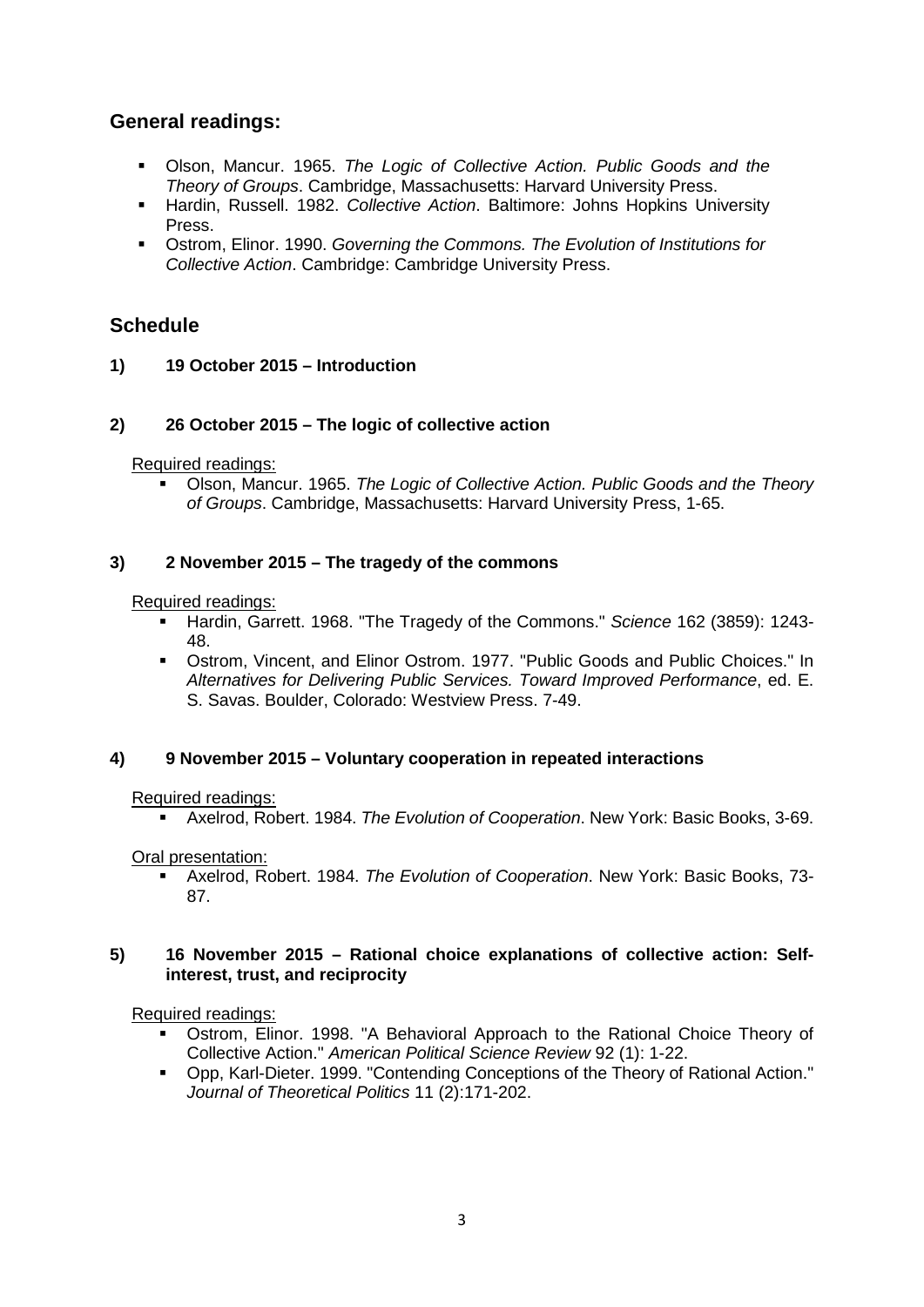## General readings:

- Olson, Mancur. 1965. *The Logic of Collective Action. Public Goods and the Theory of Groups*. Cambridge, Massachusetts: Harvard University Press.
- Hardin, Russell. 1982. *Collective Action*. Baltimore: Johns Hopkins University Press.
- Ostrom, Elinor. 1990. *Governing the Commons. The Evolution of Institutions for Collective Action*. Cambridge: Cambridge University Press.

## Schedule

### 1) 19 October 2015 – Introduction

### 2) 26 October 2015 – The logic of collective action

Required readings:

- Olson, Mancur. 1965. *The Logic of Collective Action. Public Goods and the Theory of Groups*. Cambridge, Massachusetts: Harvard University Press, 1-65.

### 3) 2 November 2015 – The tragedy of the commons

Required readings:

- Hardin, Garrett. 1968. "The Tragedy of the Commons." *Science* 162 (3859): 1243-48.
- Ostrom, Vincent, and Elinor Ostrom. 1977. "Public Goods and Public Choices." In *Alternatives for Delivering Public Services. Toward Improved Performance*, ed. E. S. Savas. Boulder, Colorado: Westview Press. 7-49.

### 4) 9 November 2015 – Voluntary cooperation in repeated interactions

Required readings:

- Axelrod, Robert. 1984. *The Evolution of Cooperation*. New York: Basic Books, 3-69.

Oral presentation:

- Axelrod, Robert. 1984. *The Evolution of Cooperation*. New York: Basic Books, 73-87.

### 5) 16 November 2015 – Rational choice explanations of collective action: Self-interest, trust, and reciprocity

Required readings:

- Ostrom, Elinor. 1998. "A Behavioral Approach to the Rational Choice Theory of Collective Action." *American Political Science Review* 92 (1): 1-22.
- Opp, Karl-Dieter. 1999. "Contending Conceptions of the Theory of Rational Action." *Journal of Theoretical Politics* 11 (2):171-202.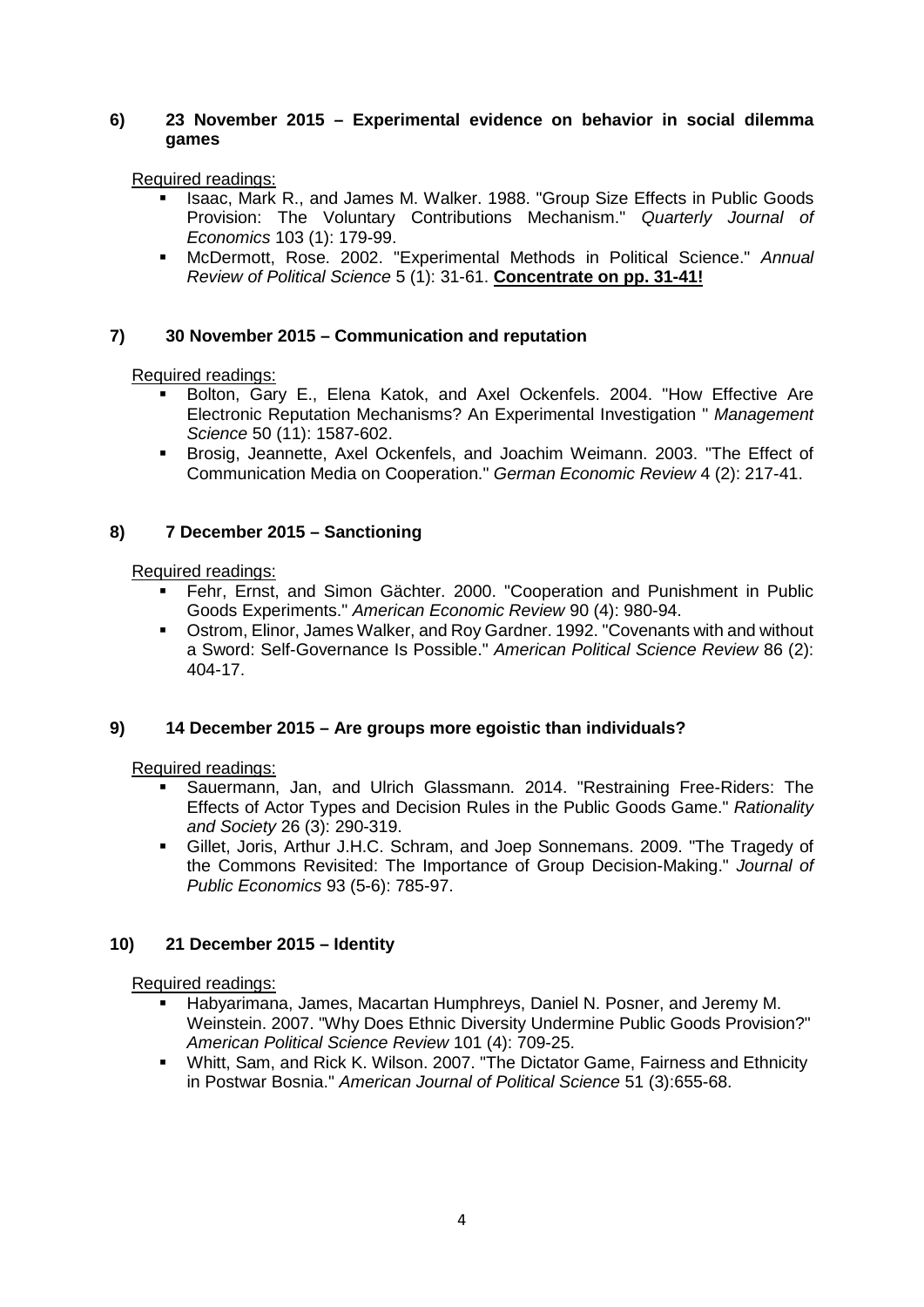**6) 23 November 2015 – Experimental evidence on behavior in social dilemma games**

Required readings:

- Isaac, Mark R., and James M. Walker. 1988. "Group Size Effects in Public Goods Provision: The Voluntary Contributions Mechanism." *Quarterly Journal of Economics* 103 (1): 179-99.
- McDermott, Rose. 2002. "Experimental Methods in Political Science." *Annual Review of Political Science* 5 (1): 31-61. **Concentrate on pp. 31-41!**

**7) 30 November 2015 – Communication and reputation**

Required readings:

- Bolton, Gary E., Elena Katok, and Axel Ockenfels. 2004. "How Effective Are Electronic Reputation Mechanisms? An Experimental Investigation " *Management Science* 50 (11): 1587-602.
- Brosig, Jeannette, Axel Ockenfels, and Joachim Weimann. 2003. "The Effect of Communication Media on Cooperation." *German Economic Review* 4 (2): 217-41.

**8) 7 December 2015 – Sanctioning**

Required readings:

- Fehr, Ernst, and Simon Gächter. 2000. "Cooperation and Punishment in Public Goods Experiments." *American Economic Review* 90 (4): 980-94.
- Ostrom, Elinor, James Walker, and Roy Gardner. 1992. "Covenants with and without a Sword: Self-Governance Is Possible." *American Political Science Review* 86 (2): 404-17.

**9) 14 December 2015 – Are groups more egoistic than individuals?**

Required readings:

- Sauermann, Jan, and Ulrich Glassmann. 2014. "Restraining Free-Riders: The Effects of Actor Types and Decision Rules in the Public Goods Game." *Rationality and Society* 26 (3): 290-319.
- Gillet, Joris, Arthur J.H.C. Schram, and Joep Sonnemans. 2009. "The Tragedy of the Commons Revisited: The Importance of Group Decision-Making." *Journal of Public Economics* 93 (5-6): 785-97.

**10) 21 December 2015 – Identity**

Required readings:

- Habyarimana, James, Macartan Humphreys, Daniel N. Posner, and Jeremy M. Weinstein. 2007. "Why Does Ethnic Diversity Undermine Public Goods Provision?" *American Political Science Review* 101 (4): 709-25.
- Whitt, Sam, and Rick K. Wilson. 2007. "The Dictator Game, Fairness and Ethnicity in Postwar Bosnia." *American Journal of Political Science* 51 (3):655-68.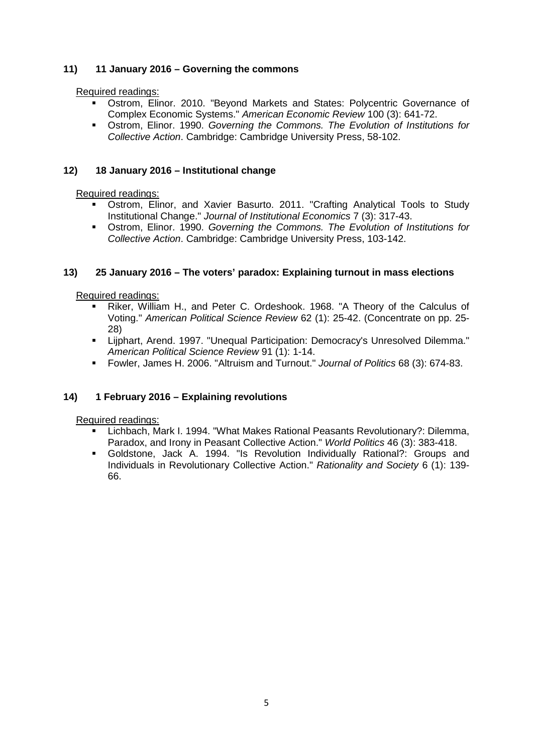### 11) 11 January 2016 – Governing the commons

Required readings:

- Ostrom, Elinor. 2010. "Beyond Markets and States: Polycentric Governance of Complex Economic Systems." *American Economic Review* 100 (3): 641-72.
- Ostrom, Elinor. 1990. *Governing the Commons. The Evolution of Institutions for Collective Action*. Cambridge: Cambridge University Press, 58-102.

### 12) 18 January 2016 – Institutional change

Required readings:

- Ostrom, Elinor, and Xavier Basurto. 2011. "Crafting Analytical Tools to Study Institutional Change." *Journal of Institutional Economics* 7 (3): 317-43.
- Ostrom, Elinor. *Governing the Commons. The Evolution of Institutions for Collective Action*. Cambridge: Cambridge University Press, 103-142.

### 13) 25 January 2016 – The voters' paradox: Explaining turnout in mass elections

Required readings:

- Riker, William H., and Peter C. Ordeshook. 1968. "A Theory of the Calculus of Voting." *American Political Science Review* 62 (1): 25-42. (Concentrate on pp. 25-28)
- Lijphart, Arend. 1997. "Unequal Participation: Democracy's Unresolved Dilemma." *American Political Science Review* 91 (1): 1-14.
- Fowler, James H. 2006. "Altruism and Turnout." *Journal of Politics* 68 (3): 674-83.

### 14) 1 February 2016 – Explaining revolutions

Required readings:

- Lichbach, Mark I. 1994. "What Makes Rational Peasants Revolutionary?: Dilemma, Paradox, and Irony in Peasant Collective Action." *World Politics* 46 (3): 383-418.
- Goldstone, Jack A. 1994. "Is Revolution Individually Rational?: Groups and Individuals in Revolutionary Collective Action." *Rationality and Society* 6 (1): 139-66.